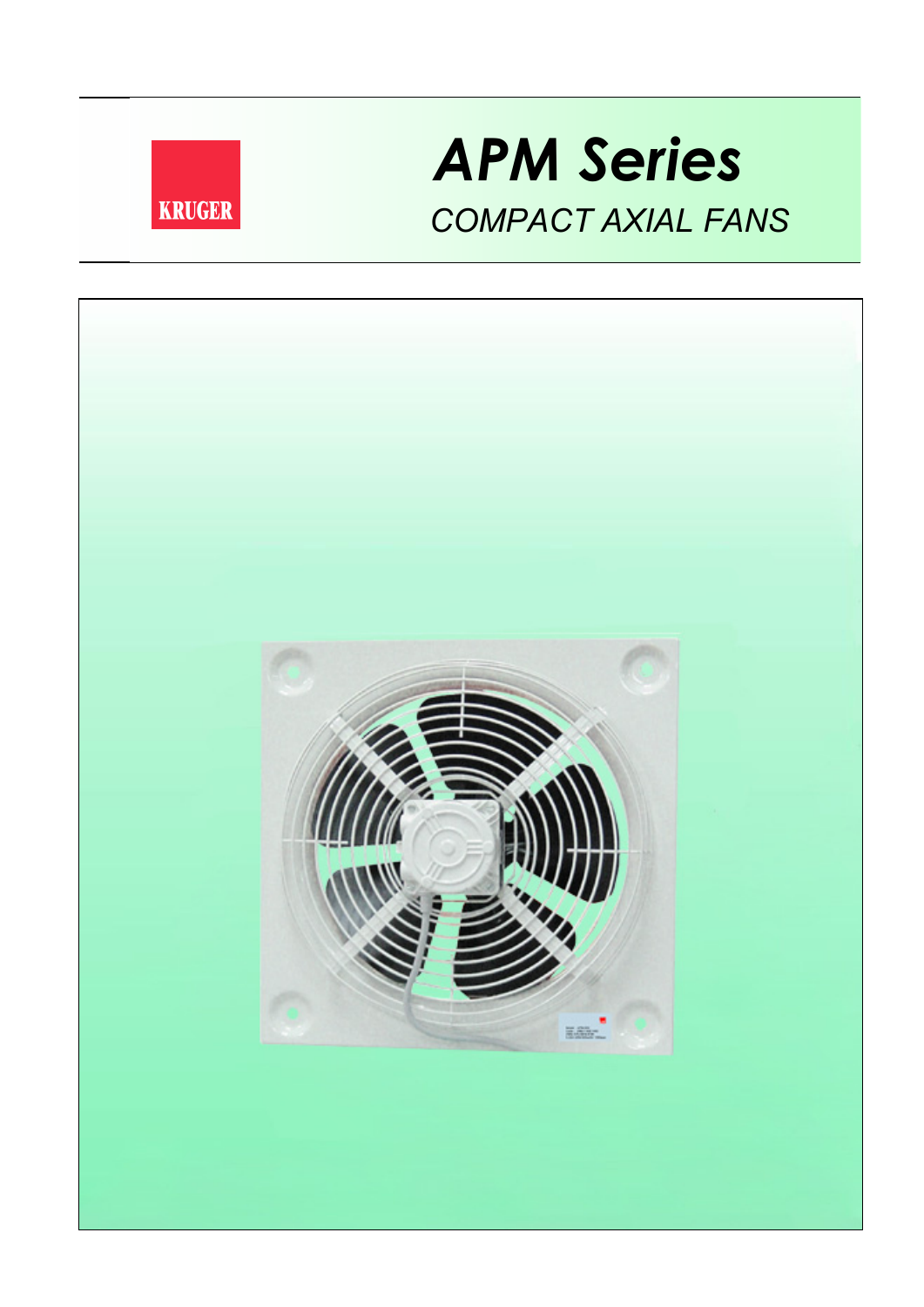KRUGER

# APM Series

*COMPACT AXIAL FANS*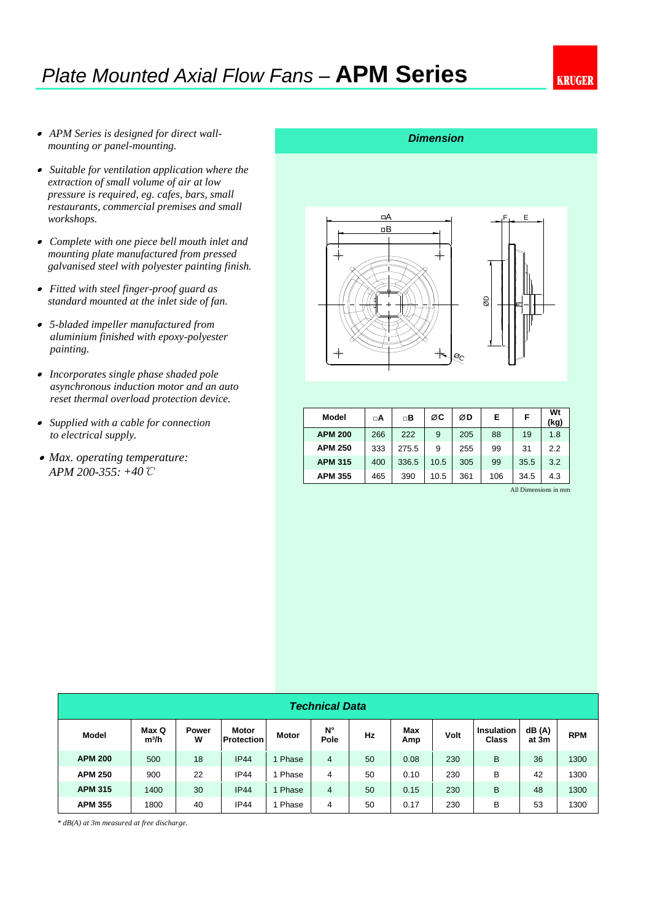# Plate Mounted Axial Flow Fans – **APM Series**

KRUGER

- *APM Series is designed for direct wall-mounting or panel-mounting.*
- *Suitable for ventilation application where the extraction of small volume of air at low pressure is required, eg. cafes, bars, small restaurants, commercial premises and small workshops.*
- *Complete with one piece bell mouth inlet and mounting plate manufactured from pressed galvanised steel with polyester painting finish.*
- *Fitted with steel finger-proof guard as standard mounted at the inlet side of fan.*
- *5-bladed impeller manufactured from aluminium finished with epoxy-polyester painting.*
- *Incorporates single phase shaded pole asynchronous induction motor and an auto reset thermal overload protection device.*
- *Supplied with a cable for connection to electrical supply.*
- *Max. operating temperature: APM 200-355: +40℃*

## *Dimension*

| Model | □A | □B | ØC | ØD | E | F | Wt (kg) |
|---|---|---|---|---|---|---|---|
| **APM 200** | 266 | 222 | 9 | 205 | 88 | 19 | 1.8 |
| **APM 250** | 333 | 275.5 | 9 | 255 | 99 | 31 | 2.2 |
| **APM 315** | 400 | 336.5 | 10.5 | 305 | 99 | 35.5 | 3.2 |
| **APM 355** | 465 | 390 | 10.5 | 361 | 106 | 34.5 | 4.3 |

All Dimensions in mm

## *Technical Data*

| Model | Max Q m³/h | Power W | Motor Protection | Motor | N° Pole | Hz | Max Amp | Volt | Insulation Class | dB (A) at 3m | RPM |
|---|---|---|---|---|---|---|---|---|---|---|---|
| **APM 200** | 500 | 18 | IP44 | 1 Phase | 4 | 50 | 0.08 | 230 | B | 36 | 1300 |
| **APM 250** | 900 | 22 | IP44 | 1 Phase | 4 | 50 | 0.10 | 230 | B | 42 | 1300 |
| **APM 315** | 1400 | 30 | IP44 | 1 Phase | 4 | 50 | 0.15 | 230 | B | 48 | 1300 |
| **APM 355** | 1800 | 40 | IP44 | 1 Phase | 4 | 50 | 0.17 | 230 | B | 53 | 1300 |

*\* dB(A) at 3m measured at free discharge.*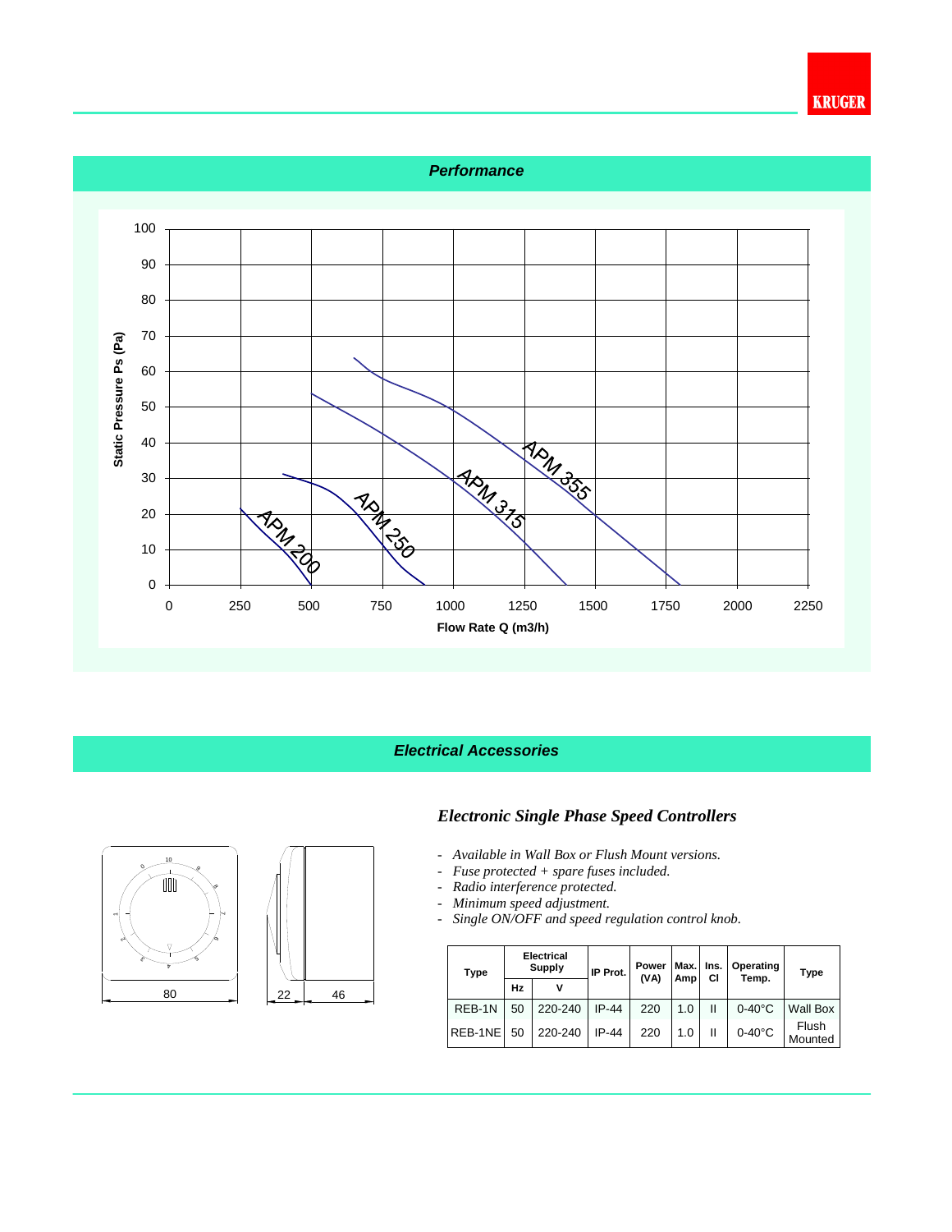## Performance

Static Pressure Ps (Pa)

Flow Rate Q (m3/h)

APM 200

APM 250

APM 315

APM 355

## Electrical Accessories

80

22

46

### *Electronic Single Phase Speed Controllers*

- *Available in Wall Box or Flush Mount versions.*
- *Fuse protected + spare fuses included.*
- *Radio interference protected.*
- *Minimum speed adjustment.*
- *Single ON/OFF and speed regulation control knob.*

| Type | Electrical Supply | | IP Prot. | Power (VA) | Max. Amp | Ins. Cl | Operating Temp. | Type |
|---|---|---|---|---|---|---|---|---|
| | Hz | V | | | | | | |
| REB-1N | 50 | 220-240 | IP-44 | 220 | 1.0 | II | 0-40°C | Wall Box |
| REB-1NE | 50 | 220-240 | IP-44 | 220 | 1.0 | II | 0-40°C | Flush Mounted |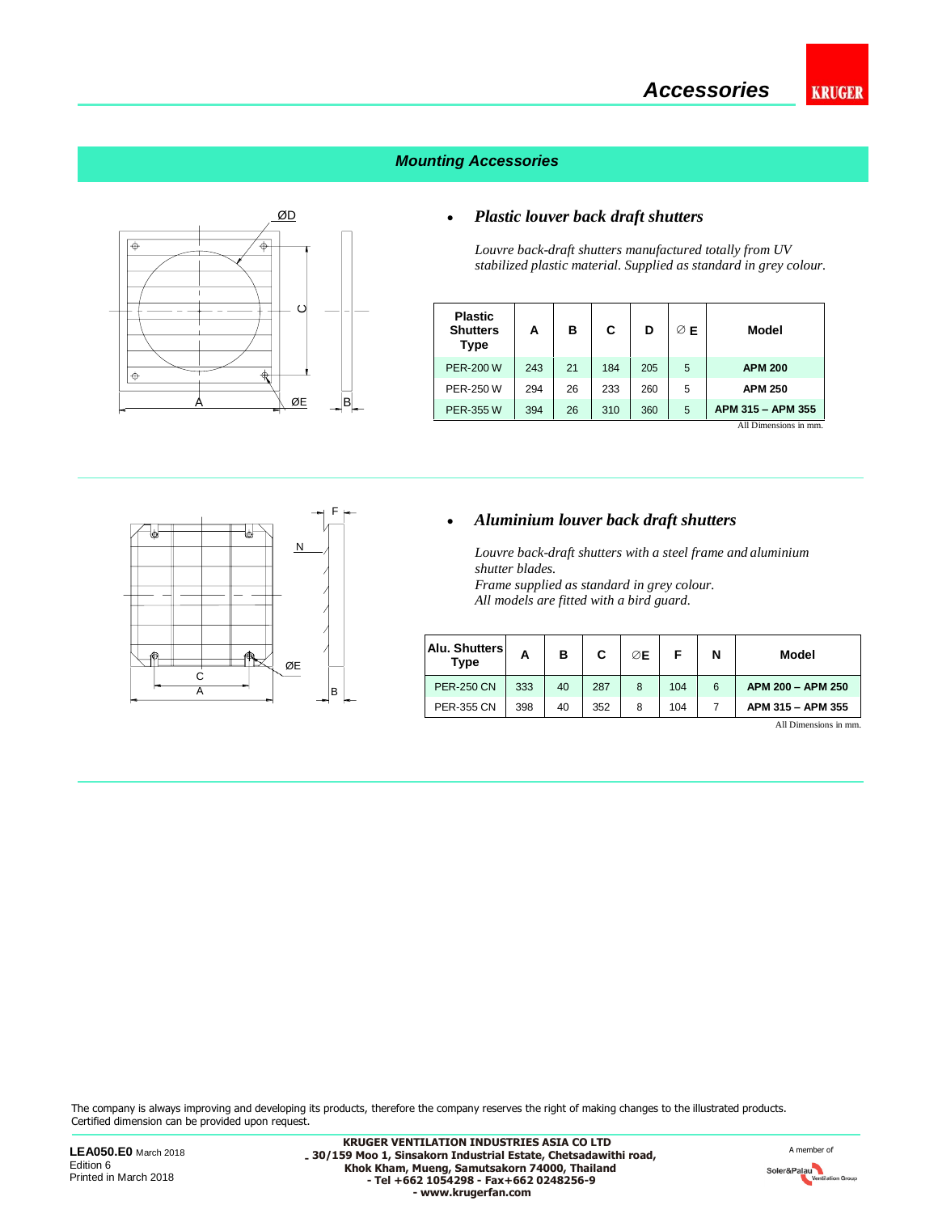# Accessories

## Mounting Accessories

ØD

C

A

ØE

B

- ***Plastic louver back draft shutters***

*Louvre back-draft shutters manufactured totally from UV stabilized plastic material. Supplied as standard in grey colour.*

| Plastic Shutters Type | A | B | C | D | ∅ E | Model |
|---|---|---|---|---|---|---|
| PER-200 W | 243 | 21 | 184 | 205 | 5 | **APM 200** |
| PER-250 W | 294 | 26 | 233 | 260 | 5 | **APM 250** |
| PER-355 W | 394 | 26 | 310 | 360 | 5 | **APM 315 – APM 355** |

All Dimensions in mm.

F

N

ØE

C

A

B

- ***Aluminium louver back draft shutters***

*Louvre back-draft shutters with a steel frame and aluminium shutter blades.*
*Frame supplied as standard in grey colour.*
*All models are fitted with a bird guard.*

| Alu. Shutters Type | A | B | C | ∅E | F | N | Model |
|---|---|---|---|---|---|---|---|
| PER-250 CN | 333 | 40 | 287 | 8 | 104 | 6 | **APM 200 – APM 250** |
| PER-355 CN | 398 | 40 | 352 | 8 | 104 | 7 | **APM 315 – APM 355** |

All Dimensions in mm.

The company is always improving and developing its products, therefore the company reserves the right of making changes to the illustrated products.
Certified dimension can be provided upon request.

**LEA050.E0** March 2018
Edition 6
Printed in March 2018

**KRUGER VENTILATION INDUSTRIES ASIA CO LTD**
**30/159 Moo 1, Sinsakorn Industrial Estate, Chetsadawithi road,**
**Khok Kham, Mueng, Samutsakorn 74000, Thailand**
**- Tel +662 1054298 - Fax+662 0248256-9**
**- www.krugerfan.com**

A member of Soler&Palau Ventilation Group